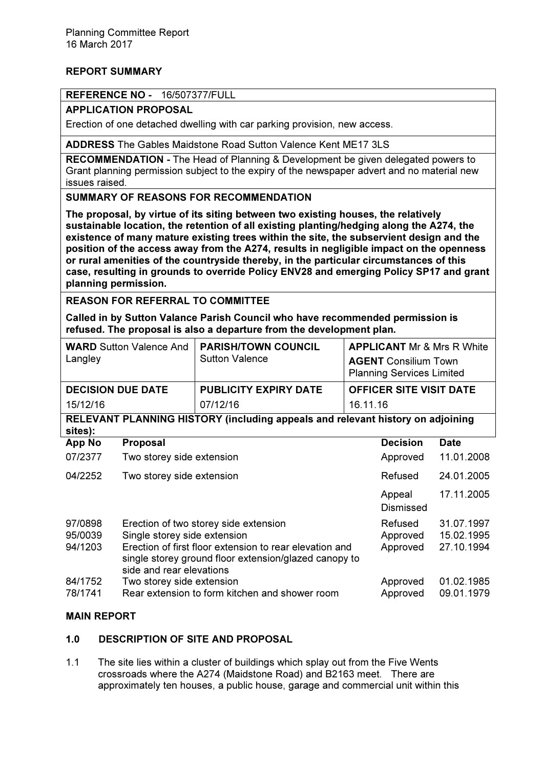Planning Committee Report
16 March 2017

**REPORT SUMMARY**

**REFERENCE NO -** 16/507377/FULL

**APPLICATION PROPOSAL**

Erection of one detached dwelling with car parking provision, new access.

**ADDRESS** The Gables Maidstone Road Sutton Valence Kent ME17 3LS

**RECOMMENDATION -** The Head of Planning & Development be given delegated powers to Grant planning permission subject to the expiry of the newspaper advert and no material new issues raised.

**SUMMARY OF REASONS FOR RECOMMENDATION**

**The proposal, by virtue of its siting between two existing houses, the relatively sustainable location, the retention of all existing planting/hedging along the A274, the existence of many mature existing trees within the site, the subservient design and the position of the access away from the A274, results in negligible impact on the openness or rural amenities of the countryside thereby, in the particular circumstances of this case, resulting in grounds to override Policy ENV28 and emerging Policy SP17 and grant planning permission.**

**REASON FOR REFERRAL TO COMMITTEE**

**Called in by Sutton Valance Parish Council who have recommended permission is refused. The proposal is also a departure from the development plan.**

| **WARD** Sutton Valence And Langley | **PARISH/TOWN COUNCIL** Sutton Valence | **APPLICANT** Mr & Mrs R White<br>**AGENT** Consilium Town Planning Services Limited |
|---|---|---|
| **DECISION DUE DATE**<br>15/12/16 | **PUBLICITY EXPIRY DATE**<br>07/12/16 | **OFFICER SITE VISIT DATE**<br>16.11.16 |

**RELEVANT PLANNING HISTORY (including appeals and relevant history on adjoining sites):**

| App No | Proposal | Decision | Date |
|---|---|---|---|
| 07/2377 | Two storey side extension | Approved | 11.01.2008 |
| 04/2252 | Two storey side extension | Refused | 24.01.2005 |
| | | Appeal Dismissed | 17.11.2005 |
| 97/0898 | Erection of two storey side extension | Refused | 31.07.1997 |
| 95/0039 | Single storey side extension | Approved | 15.02.1995 |
| 94/1203 | Erection of first floor extension to rear elevation and single storey ground floor extension/glazed canopy to side and rear elevations | Approved | 27.10.1994 |
| 84/1752 | Two storey side extension | Approved | 01.02.1985 |
| 78/1741 | Rear extension to form kitchen and shower room | Approved | 09.01.1979 |

**MAIN REPORT**

## 1.0 DESCRIPTION OF SITE AND PROPOSAL

1.1 The site lies within a cluster of buildings which splay out from the Five Wents crossroads where the A274 (Maidstone Road) and B2163 meet. There are approximately ten houses, a public house, garage and commercial unit within this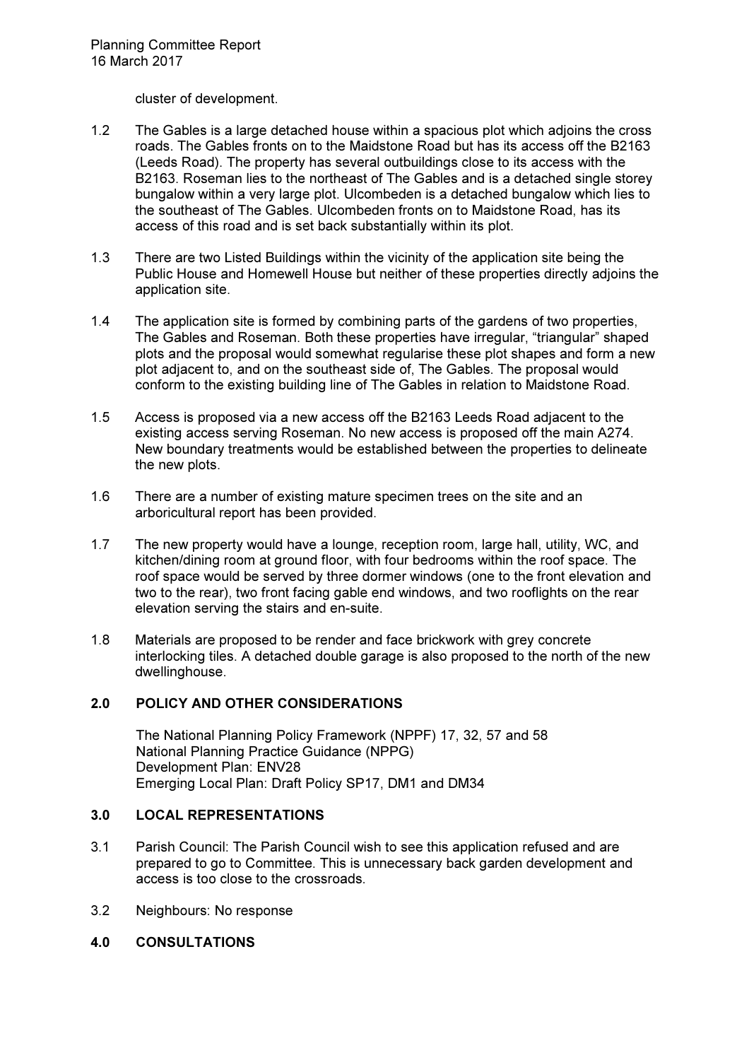cluster of development.

1.2 The Gables is a large detached house within a spacious plot which adjoins the cross roads. The Gables fronts on to the Maidstone Road but has its access off the B2163 (Leeds Road). The property has several outbuildings close to its access with the B2163. Roseman lies to the northeast of The Gables and is a detached single storey bungalow within a very large plot. Ulcombeden is a detached bungalow which lies to the southeast of The Gables. Ulcombeden fronts on to Maidstone Road, has its access of this road and is set back substantially within its plot.

1.3 There are two Listed Buildings within the vicinity of the application site being the Public House and Homewell House but neither of these properties directly adjoins the application site.

1.4 The application site is formed by combining parts of the gardens of two properties, The Gables and Roseman. Both these properties have irregular, "triangular" shaped plots and the proposal would somewhat regularise these plot shapes and form a new plot adjacent to, and on the southeast side of, The Gables. The proposal would conform to the existing building line of The Gables in relation to Maidstone Road.

1.5 Access is proposed via a new access off the B2163 Leeds Road adjacent to the existing access serving Roseman. No new access is proposed off the main A274. New boundary treatments would be established between the properties to delineate the new plots.

1.6 There are a number of existing mature specimen trees on the site and an arboricultural report has been provided.

1.7 The new property would have a lounge, reception room, large hall, utility, WC, and kitchen/dining room at ground floor, with four bedrooms within the roof space. The roof space would be served by three dormer windows (one to the front elevation and two to the rear), two front facing gable end windows, and two rooflights on the rear elevation serving the stairs and en-suite.

1.8 Materials are proposed to be render and face brickwork with grey concrete interlocking tiles. A detached double garage is also proposed to the north of the new dwellinghouse.

## 2.0 POLICY AND OTHER CONSIDERATIONS

The National Planning Policy Framework (NPPF) 17, 32, 57 and 58
National Planning Practice Guidance (NPPG)
Development Plan: ENV28
Emerging Local Plan: Draft Policy SP17, DM1 and DM34

## 3.0 LOCAL REPRESENTATIONS

3.1 Parish Council: The Parish Council wish to see this application refused and are prepared to go to Committee. This is unnecessary back garden development and access is too close to the crossroads.

3.2 Neighbours: No response

## 4.0 CONSULTATIONS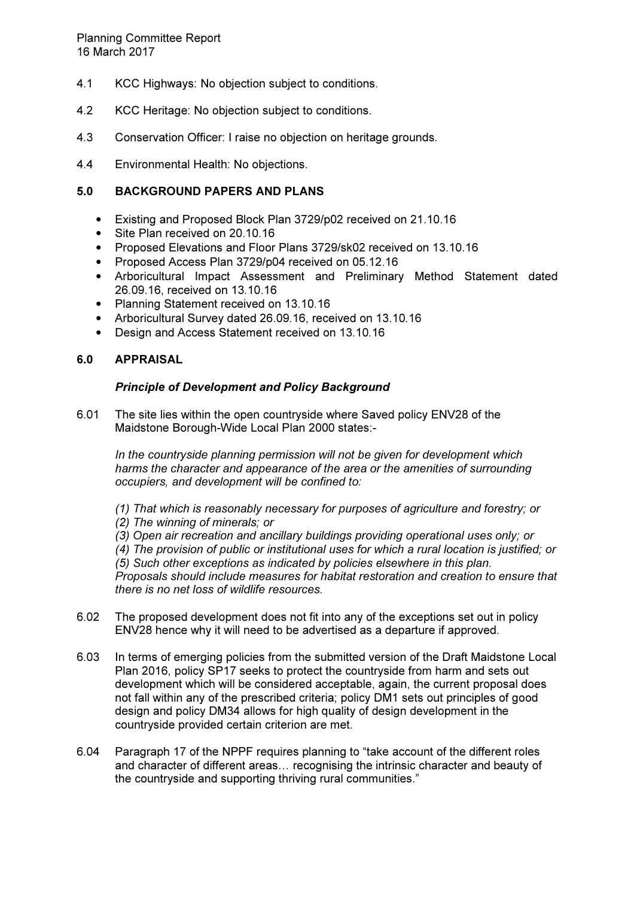4.1 KCC Highways: No objection subject to conditions.

4.2 KCC Heritage: No objection subject to conditions.

4.3 Conservation Officer: I raise no objection on heritage grounds.

4.4 Environmental Health: No objections.

## 5.0 BACKGROUND PAPERS AND PLANS

- Existing and Proposed Block Plan 3729/p02 received on 21.10.16
- Site Plan received on 20.10.16
- Proposed Elevations and Floor Plans 3729/sk02 received on 13.10.16
- Proposed Access Plan 3729/p04 received on 05.12.16
- Arboricultural Impact Assessment and Preliminary Method Statement dated 26.09.16, received on 13.10.16
- Planning Statement received on 13.10.16
- Arboricultural Survey dated 26.09.16, received on 13.10.16
- Design and Access Statement received on 13.10.16

## 6.0 APPRAISAL

### *Principle of Development and Policy Background*

6.01 The site lies within the open countryside where Saved policy ENV28 of the Maidstone Borough-Wide Local Plan 2000 states:-

*In the countryside planning permission will not be given for development which harms the character and appearance of the area or the amenities of surrounding occupiers, and development will be confined to:*

*(1) That which is reasonably necessary for purposes of agriculture and forestry; or*
*(2) The winning of minerals; or*
*(3) Open air recreation and ancillary buildings providing operational uses only; or*
*(4) The provision of public or institutional uses for which a rural location is justified; or*
*(5) Such other exceptions as indicated by policies elsewhere in this plan.*
*Proposals should include measures for habitat restoration and creation to ensure that there is no net loss of wildlife resources.*

6.02 The proposed development does not fit into any of the exceptions set out in policy ENV28 hence why it will need to be advertised as a departure if approved.

6.03 In terms of emerging policies from the submitted version of the Draft Maidstone Local Plan 2016, policy SP17 seeks to protect the countryside from harm and sets out development which will be considered acceptable, again, the current proposal does not fall within any of the prescribed criteria; policy DM1 sets out principles of good design and policy DM34 allows for high quality of design development in the countryside provided certain criterion are met.

6.04 Paragraph 17 of the NPPF requires planning to "take account of the different roles and character of different areas… recognising the intrinsic character and beauty of the countryside and supporting thriving rural communities."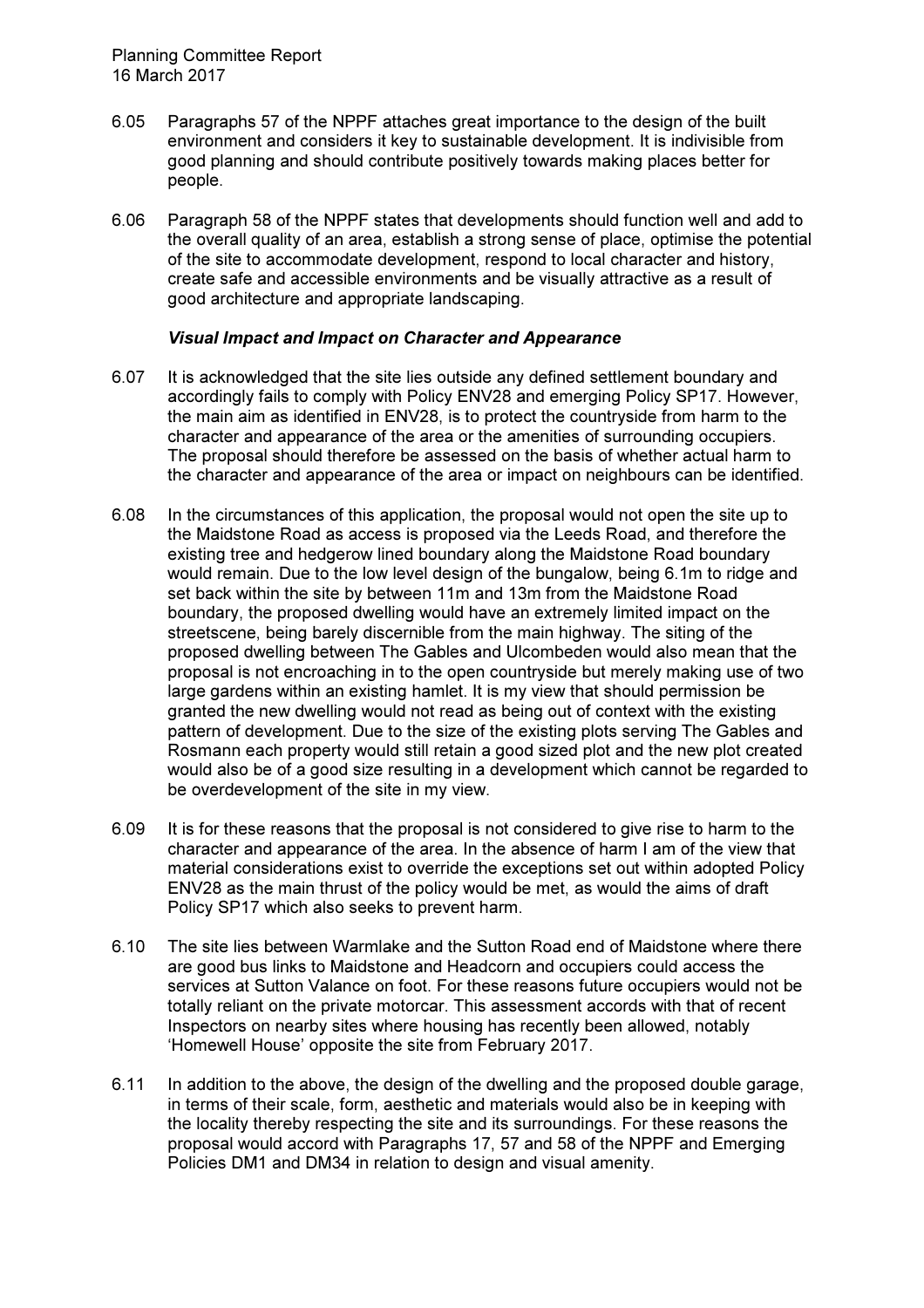6.05 Paragraphs 57 of the NPPF attaches great importance to the design of the built environment and considers it key to sustainable development. It is indivisible from good planning and should contribute positively towards making places better for people.

6.06 Paragraph 58 of the NPPF states that developments should function well and add to the overall quality of an area, establish a strong sense of place, optimise the potential of the site to accommodate development, respond to local character and history, create safe and accessible environments and be visually attractive as a result of good architecture and appropriate landscaping.

*Visual Impact and Impact on Character and Appearance*

6.07 It is acknowledged that the site lies outside any defined settlement boundary and accordingly fails to comply with Policy ENV28 and emerging Policy SP17. However, the main aim as identified in ENV28, is to protect the countryside from harm to the character and appearance of the area or the amenities of surrounding occupiers. The proposal should therefore be assessed on the basis of whether actual harm to the character and appearance of the area or impact on neighbours can be identified.

6.08 In the circumstances of this application, the proposal would not open the site up to the Maidstone Road as access is proposed via the Leeds Road, and therefore the existing tree and hedgerow lined boundary along the Maidstone Road boundary would remain. Due to the low level design of the bungalow, being 6.1m to ridge and set back within the site by between 11m and 13m from the Maidstone Road boundary, the proposed dwelling would have an extremely limited impact on the streetscene, being barely discernible from the main highway. The siting of the proposed dwelling between The Gables and Ulcombeden would also mean that the proposal is not encroaching in to the open countryside but merely making use of two large gardens within an existing hamlet. It is my view that should permission be granted the new dwelling would not read as being out of context with the existing pattern of development. Due to the size of the existing plots serving The Gables and Rosmann each property would still retain a good sized plot and the new plot created would also be of a good size resulting in a development which cannot be regarded to be overdevelopment of the site in my view.

6.09 It is for these reasons that the proposal is not considered to give rise to harm to the character and appearance of the area. In the absence of harm I am of the view that material considerations exist to override the exceptions set out within adopted Policy ENV28 as the main thrust of the policy would be met, as would the aims of draft Policy SP17 which also seeks to prevent harm.

6.10 The site lies between Warmlake and the Sutton Road end of Maidstone where there are good bus links to Maidstone and Headcorn and occupiers could access the services at Sutton Valance on foot. For these reasons future occupiers would not be totally reliant on the private motorcar. This assessment accords with that of recent Inspectors on nearby sites where housing has recently been allowed, notably 'Homewell House' opposite the site from February 2017.

6.11 In addition to the above, the design of the dwelling and the proposed double garage, in terms of their scale, form, aesthetic and materials would also be in keeping with the locality thereby respecting the site and its surroundings. For these reasons the proposal would accord with Paragraphs 17, 57 and 58 of the NPPF and Emerging Policies DM1 and DM34 in relation to design and visual amenity.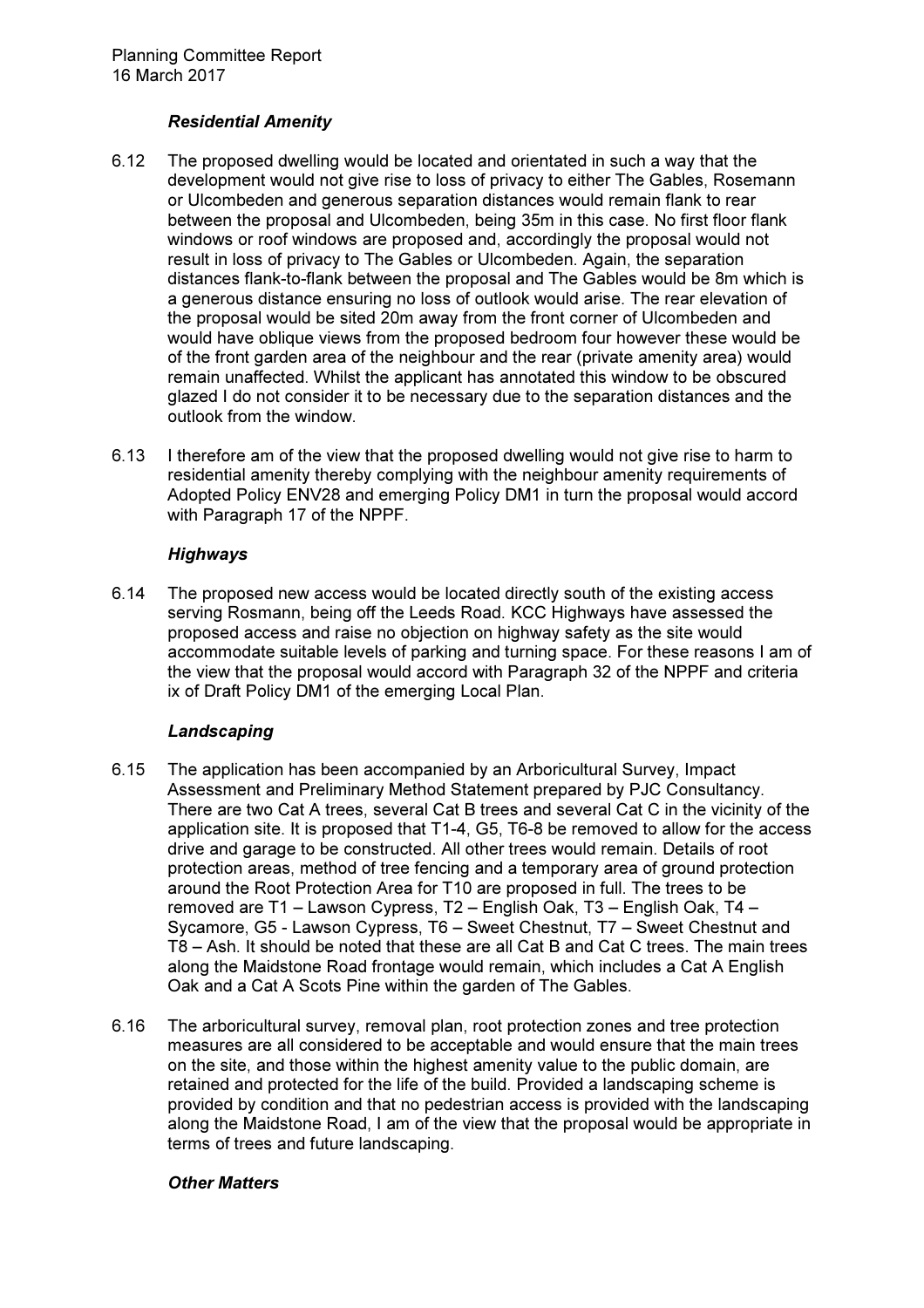### *Residential Amenity*

6.12 The proposed dwelling would be located and orientated in such a way that the development would not give rise to loss of privacy to either The Gables, Rosemann or Ulcombeden and generous separation distances would remain flank to rear between the proposal and Ulcombeden, being 35m in this case. No first floor flank windows or roof windows are proposed and, accordingly the proposal would not result in loss of privacy to The Gables or Ulcombeden. Again, the separation distances flank-to-flank between the proposal and The Gables would be 8m which is a generous distance ensuring no loss of outlook would arise. The rear elevation of the proposal would be sited 20m away from the front corner of Ulcombeden and would have oblique views from the proposed bedroom four however these would be of the front garden area of the neighbour and the rear (private amenity area) would remain unaffected. Whilst the applicant has annotated this window to be obscured glazed I do not consider it to be necessary due to the separation distances and the outlook from the window.

6.13 I therefore am of the view that the proposed dwelling would not give rise to harm to residential amenity thereby complying with the neighbour amenity requirements of Adopted Policy ENV28 and emerging Policy DM1 in turn the proposal would accord with Paragraph 17 of the NPPF.

### *Highways*

6.14 The proposed new access would be located directly south of the existing access serving Rosmann, being off the Leeds Road. KCC Highways have assessed the proposed access and raise no objection on highway safety as the site would accommodate suitable levels of parking and turning space. For these reasons I am of the view that the proposal would accord with Paragraph 32 of the NPPF and criteria ix of Draft Policy DM1 of the emerging Local Plan.

### *Landscaping*

6.15 The application has been accompanied by an Arboricultural Survey, Impact Assessment and Preliminary Method Statement prepared by PJC Consultancy. There are two Cat A trees, several Cat B trees and several Cat C in the vicinity of the application site. It is proposed that T1-4, G5, T6-8 be removed to allow for the access drive and garage to be constructed. All other trees would remain. Details of root protection areas, method of tree fencing and a temporary area of ground protection around the Root Protection Area for T10 are proposed in full. The trees to be removed are T1 – Lawson Cypress, T2 – English Oak, T3 – English Oak, T4 – Sycamore, G5 - Lawson Cypress, T6 – Sweet Chestnut, T7 – Sweet Chestnut and T8 – Ash. It should be noted that these are all Cat B and Cat C trees. The main trees along the Maidstone Road frontage would remain, which includes a Cat A English Oak and a Cat A Scots Pine within the garden of The Gables.

6.16 The arboricultural survey, removal plan, root protection zones and tree protection measures are all considered to be acceptable and would ensure that the main trees on the site, and those within the highest amenity value to the public domain, are retained and protected for the life of the build. Provided a landscaping scheme is provided by condition and that no pedestrian access is provided with the landscaping along the Maidstone Road, I am of the view that the proposal would be appropriate in terms of trees and future landscaping.

### *Other Matters*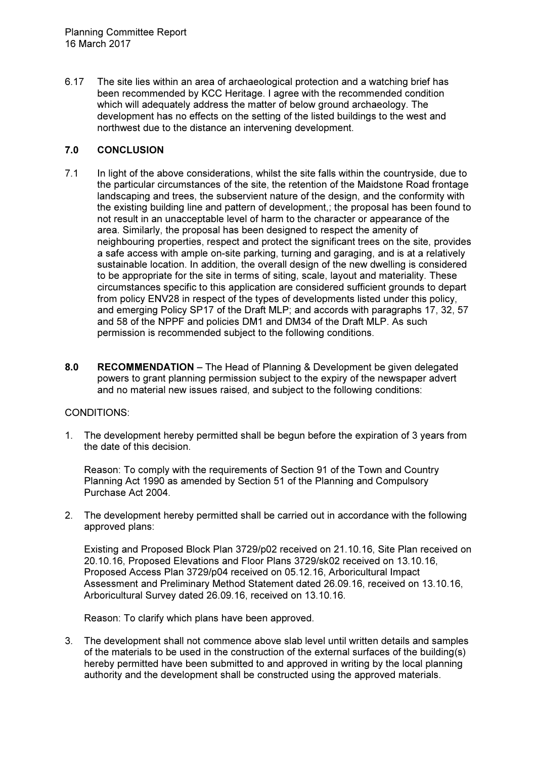6.17 The site lies within an area of archaeological protection and a watching brief has been recommended by KCC Heritage. I agree with the recommended condition which will adequately address the matter of below ground archaeology. The development has no effects on the setting of the listed buildings to the west and northwest due to the distance an intervening development.

## 7.0 CONCLUSION

7.1 In light of the above considerations, whilst the site falls within the countryside, due to the particular circumstances of the site, the retention of the Maidstone Road frontage landscaping and trees, the subservient nature of the design, and the conformity with the existing building line and pattern of development,; the proposal has been found to not result in an unacceptable level of harm to the character or appearance of the area. Similarly, the proposal has been designed to respect the amenity of neighbouring properties, respect and protect the significant trees on the site, provides a safe access with ample on-site parking, turning and garaging, and is at a relatively sustainable location. In addition, the overall design of the new dwelling is considered to be appropriate for the site in terms of siting, scale, layout and materiality. These circumstances specific to this application are considered sufficient grounds to depart from policy ENV28 in respect of the types of developments listed under this policy, and emerging Policy SP17 of the Draft MLP; and accords with paragraphs 17, 32, 57 and 58 of the NPPF and policies DM1 and DM34 of the Draft MLP. As such permission is recommended subject to the following conditions.

**8.0 RECOMMENDATION** – The Head of Planning & Development be given delegated powers to grant planning permission subject to the expiry of the newspaper advert and no material new issues raised, and subject to the following conditions:

CONDITIONS:

1. The development hereby permitted shall be begun before the expiration of 3 years from the date of this decision.

   Reason: To comply with the requirements of Section 91 of the Town and Country Planning Act 1990 as amended by Section 51 of the Planning and Compulsory Purchase Act 2004.

2. The development hereby permitted shall be carried out in accordance with the following approved plans:

   Existing and Proposed Block Plan 3729/p02 received on 21.10.16, Site Plan received on 20.10.16, Proposed Elevations and Floor Plans 3729/sk02 received on 13.10.16, Proposed Access Plan 3729/p04 received on 05.12.16, Arboricultural Impact Assessment and Preliminary Method Statement dated 26.09.16, received on 13.10.16, Arboricultural Survey dated 26.09.16, received on 13.10.16.

   Reason: To clarify which plans have been approved.

3. The development shall not commence above slab level until written details and samples of the materials to be used in the construction of the external surfaces of the building(s) hereby permitted have been submitted to and approved in writing by the local planning authority and the development shall be constructed using the approved materials.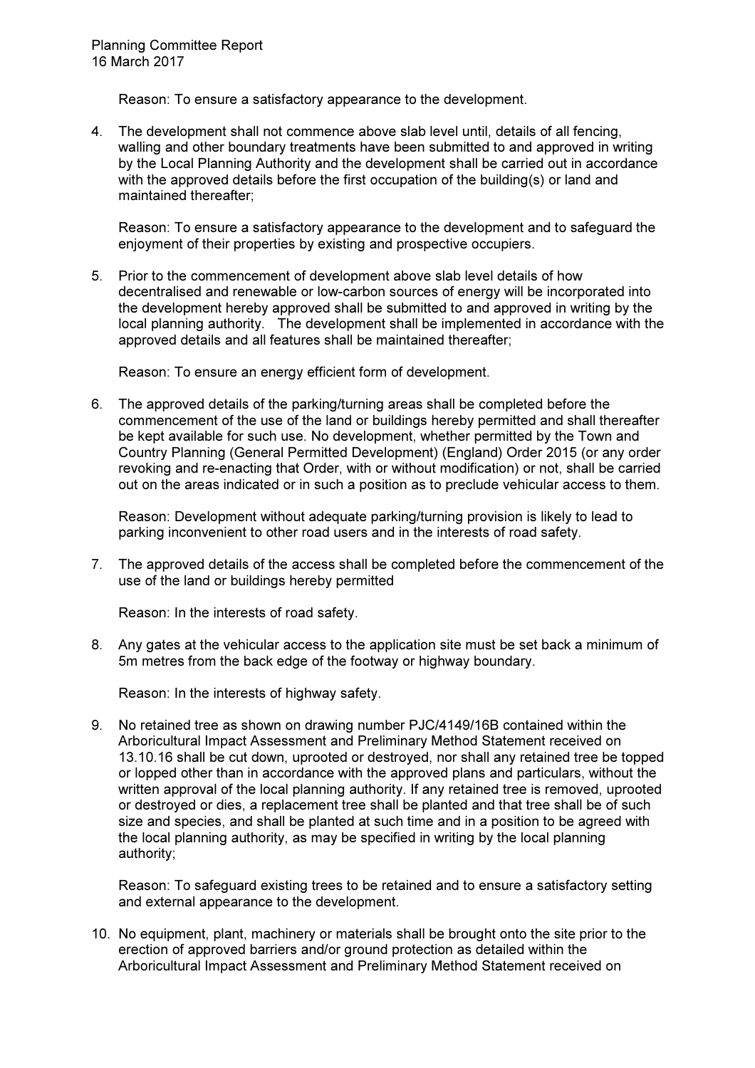Reason: To ensure a satisfactory appearance to the development.

4. The development shall not commence above slab level until, details of all fencing, walling and other boundary treatments have been submitted to and approved in writing by the Local Planning Authority and the development shall be carried out in accordance with the approved details before the first occupation of the building(s) or land and maintained thereafter;

   Reason: To ensure a satisfactory appearance to the development and to safeguard the enjoyment of their properties by existing and prospective occupiers.

5. Prior to the commencement of development above slab level details of how decentralised and renewable or low-carbon sources of energy will be incorporated into the development hereby approved shall be submitted to and approved in writing by the local planning authority. The development shall be implemented in accordance with the approved details and all features shall be maintained thereafter;

   Reason: To ensure an energy efficient form of development.

6. The approved details of the parking/turning areas shall be completed before the commencement of the use of the land or buildings hereby permitted and shall thereafter be kept available for such use. No development, whether permitted by the Town and Country Planning (General Permitted Development) (England) Order 2015 (or any order revoking and re-enacting that Order, with or without modification) or not, shall be carried out on the areas indicated or in such a position as to preclude vehicular access to them.

   Reason: Development without adequate parking/turning provision is likely to lead to parking inconvenient to other road users and in the interests of road safety.

7. The approved details of the access shall be completed before the commencement of the use of the land or buildings hereby permitted

   Reason: In the interests of road safety.

8. Any gates at the vehicular access to the application site must be set back a minimum of 5m metres from the back edge of the footway or highway boundary.

   Reason: In the interests of highway safety.

9. No retained tree as shown on drawing number PJC/4149/16B contained within the Arboricultural Impact Assessment and Preliminary Method Statement received on 13.10.16 shall be cut down, uprooted or destroyed, nor shall any retained tree be topped or lopped other than in accordance with the approved plans and particulars, without the written approval of the local planning authority. If any retained tree is removed, uprooted or destroyed or dies, a replacement tree shall be planted and that tree shall be of such size and species, and shall be planted at such time and in a position to be agreed with the local planning authority, as may be specified in writing by the local planning authority;

   Reason: To safeguard existing trees to be retained and to ensure a satisfactory setting and external appearance to the development.

10. No equipment, plant, machinery or materials shall be brought onto the site prior to the erection of approved barriers and/or ground protection as detailed within the Arboricultural Impact Assessment and Preliminary Method Statement received on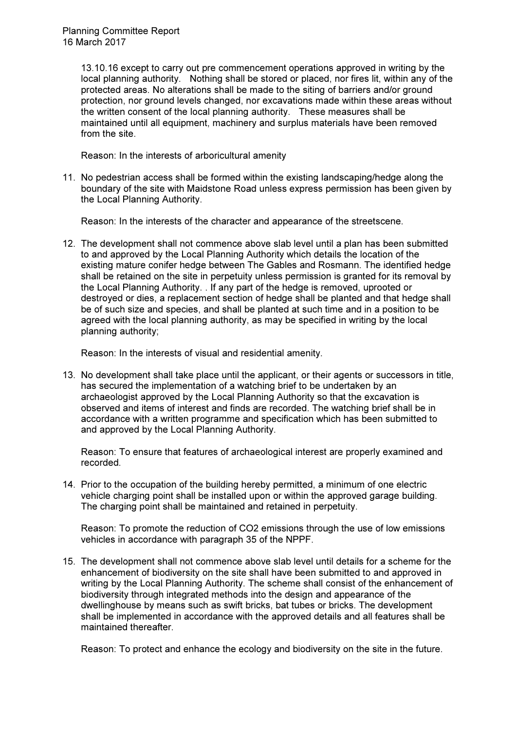13.10.16 except to carry out pre commencement operations approved in writing by the local planning authority. Nothing shall be stored or placed, nor fires lit, within any of the protected areas. No alterations shall be made to the siting of barriers and/or ground protection, nor ground levels changed, nor excavations made within these areas without the written consent of the local planning authority. These measures shall be maintained until all equipment, machinery and surplus materials have been removed from the site.

Reason: In the interests of arboricultural amenity

11. No pedestrian access shall be formed within the existing landscaping/hedge along the boundary of the site with Maidstone Road unless express permission has been given by the Local Planning Authority.

    Reason: In the interests of the character and appearance of the streetscene.

12. The development shall not commence above slab level until a plan has been submitted to and approved by the Local Planning Authority which details the location of the existing mature conifer hedge between The Gables and Rosmann. The identified hedge shall be retained on the site in perpetuity unless permission is granted for its removal by the Local Planning Authority. . If any part of the hedge is removed, uprooted or destroyed or dies, a replacement section of hedge shall be planted and that hedge shall be of such size and species, and shall be planted at such time and in a position to be agreed with the local planning authority, as may be specified in writing by the local planning authority;

    Reason: In the interests of visual and residential amenity.

13. No development shall take place until the applicant, or their agents or successors in title, has secured the implementation of a watching brief to be undertaken by an archaeologist approved by the Local Planning Authority so that the excavation is observed and items of interest and finds are recorded. The watching brief shall be in accordance with a written programme and specification which has been submitted to and approved by the Local Planning Authority.

    Reason: To ensure that features of archaeological interest are properly examined and recorded.

14. Prior to the occupation of the building hereby permitted, a minimum of one electric vehicle charging point shall be installed upon or within the approved garage building. The charging point shall be maintained and retained in perpetuity.

    Reason: To promote the reduction of $CO_2$ emissions through the use of low emissions vehicles in accordance with paragraph 35 of the NPPF.

15. The development shall not commence above slab level until details for a scheme for the enhancement of biodiversity on the site shall have been submitted to and approved in writing by the Local Planning Authority. The scheme shall consist of the enhancement of biodiversity through integrated methods into the design and appearance of the dwellinghouse by means such as swift bricks, bat tubes or bricks. The development shall be implemented in accordance with the approved details and all features shall be maintained thereafter.

    Reason: To protect and enhance the ecology and biodiversity on the site in the future.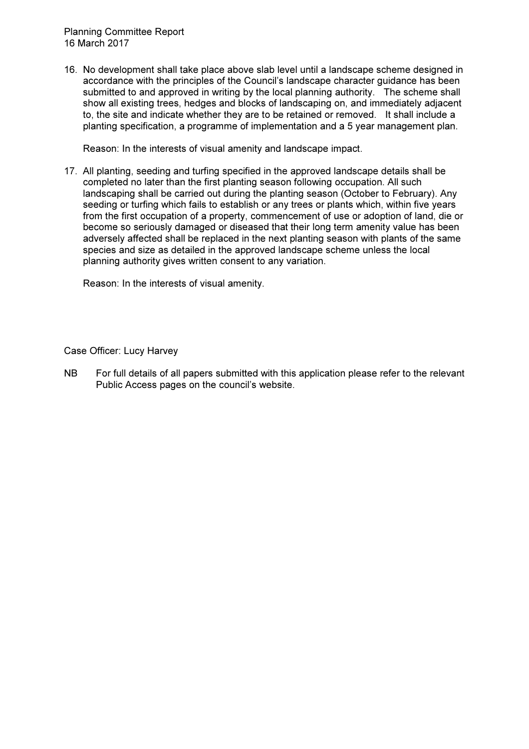16. No development shall take place above slab level until a landscape scheme designed in accordance with the principles of the Council's landscape character guidance has been submitted to and approved in writing by the local planning authority. The scheme shall show all existing trees, hedges and blocks of landscaping on, and immediately adjacent to, the site and indicate whether they are to be retained or removed. It shall include a planting specification, a programme of implementation and a 5 year management plan.

    Reason: In the interests of visual amenity and landscape impact.

17. All planting, seeding and turfing specified in the approved landscape details shall be completed no later than the first planting season following occupation. All such landscaping shall be carried out during the planting season (October to February). Any seeding or turfing which fails to establish or any trees or plants which, within five years from the first occupation of a property, commencement of use or adoption of land, die or become so seriously damaged or diseased that their long term amenity value has been adversely affected shall be replaced in the next planting season with plants of the same species and size as detailed in the approved landscape scheme unless the local planning authority gives written consent to any variation.

    Reason: In the interests of visual amenity.

Case Officer: Lucy Harvey

NB For full details of all papers submitted with this application please refer to the relevant Public Access pages on the council's website.